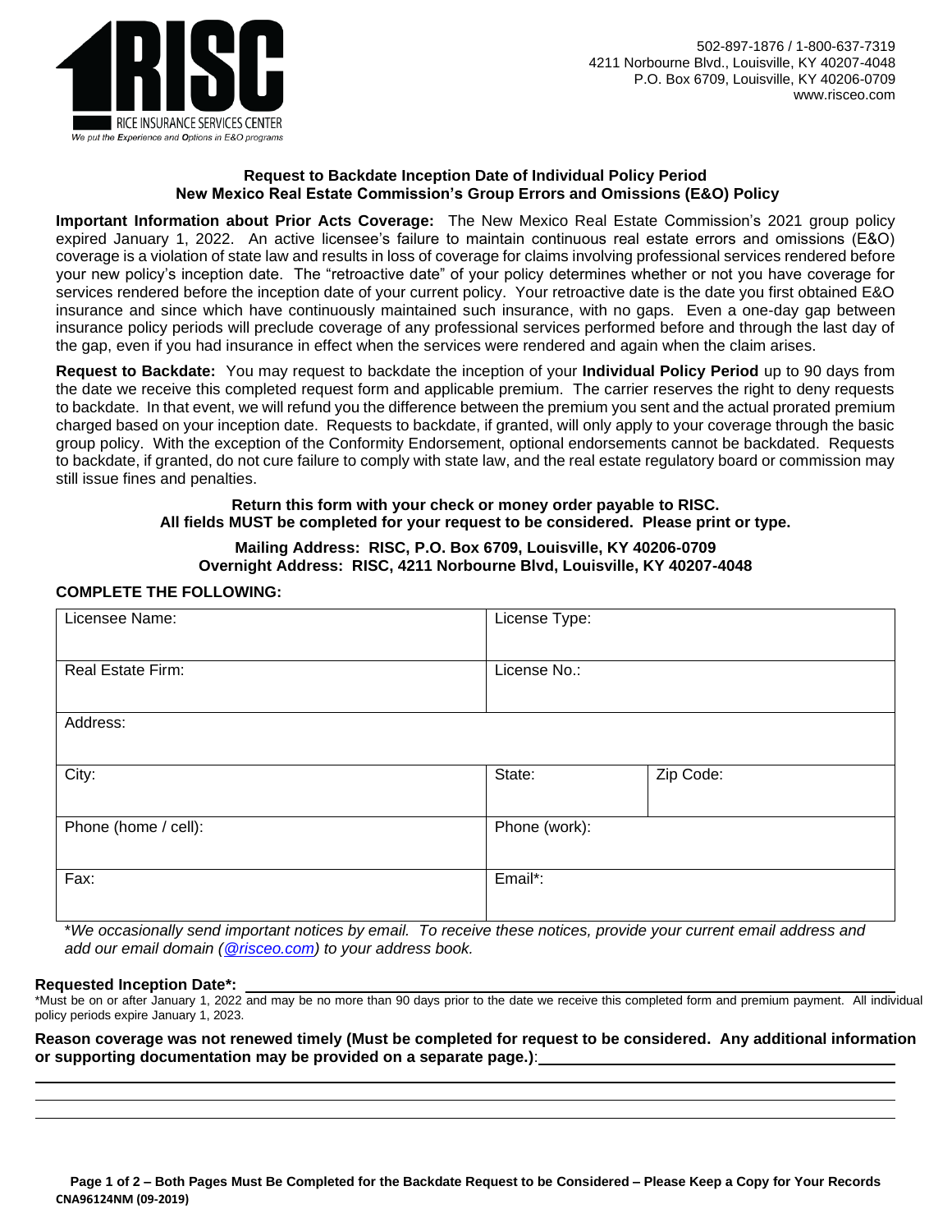RISC
RICE INSURANCE SERVICES CENTER
*We put the Experience and Options in E&O programs*

502-897-1876 / 1-800-637-7319
4211 Norbourne Blvd., Louisville, KY 40207-4048
P.O. Box 6709, Louisville, KY 40206-0709
www.risceo.com

## Request to Backdate Inception Date of Individual Policy Period
## New Mexico Real Estate Commission's Group Errors and Omissions (E&O) Policy

**Important Information about Prior Acts Coverage:** The New Mexico Real Estate Commission's 2021 group policy expired January 1, 2022. An active licensee's failure to maintain continuous real estate errors and omissions (E&O) coverage is a violation of state law and results in loss of coverage for claims involving professional services rendered before your new policy's inception date. The "retroactive date" of your policy determines whether or not you have coverage for services rendered before the inception date of your current policy. Your retroactive date is the date you first obtained E&O insurance and since which have continuously maintained such insurance, with no gaps. Even a one-day gap between insurance policy periods will preclude coverage of any professional services performed before and through the last day of the gap, even if you had insurance in effect when the services were rendered and again when the claim arises.

**Request to Backdate:** You may request to backdate the inception of your **Individual Policy Period** up to 90 days from the date we receive this completed request form and applicable premium. The carrier reserves the right to deny requests to backdate. In that event, we will refund you the difference between the premium you sent and the actual prorated premium charged based on your inception date. Requests to backdate, if granted, will only apply to your coverage through the basic group policy. With the exception of the Conformity Endorsement, optional endorsements cannot be backdated. Requests to backdate, if granted, do not cure failure to comply with state law, and the real estate regulatory board or commission may still issue fines and penalties.

**Return this form with your check or money order payable to RISC.**
**All fields MUST be completed for your request to be considered. Please print or type.**

**Mailing Address: RISC, P.O. Box 6709, Louisville, KY 40206-0709**
**Overnight Address: RISC, 4211 Norbourne Blvd, Louisville, KY 40207-4048**

**COMPLETE THE FOLLOWING:**

| Licensee Name: | License Type: | |
|---|---|---|
| Real Estate Firm: | License No.: | |
| Address: | | |
| City: | State: | Zip Code: |
| Phone (home / cell): | Phone (work): | |
| Fax: | Email*: | |

*\*We occasionally send important notices by email. To receive these notices, provide your current email address and add our email domain (@risceo.com) to your address book.*

**Requested Inception Date\*:** ______________________________

\*Must be on or after January 1, 2022 and may be no more than 90 days prior to the date we receive this completed form and premium payment. All individual policy periods expire January 1, 2023.

**Reason coverage was not renewed timely (Must be completed for request to be considered. Any additional information or supporting documentation may be provided on a separate page.)**: ______________________________

______________________________

______________________________

______________________________

**Page 1 of 2 – Both Pages Must Be Completed for the Backdate Request to be Considered – Please Keep a Copy for Your Records**
**CNA96124NM (09-2019)**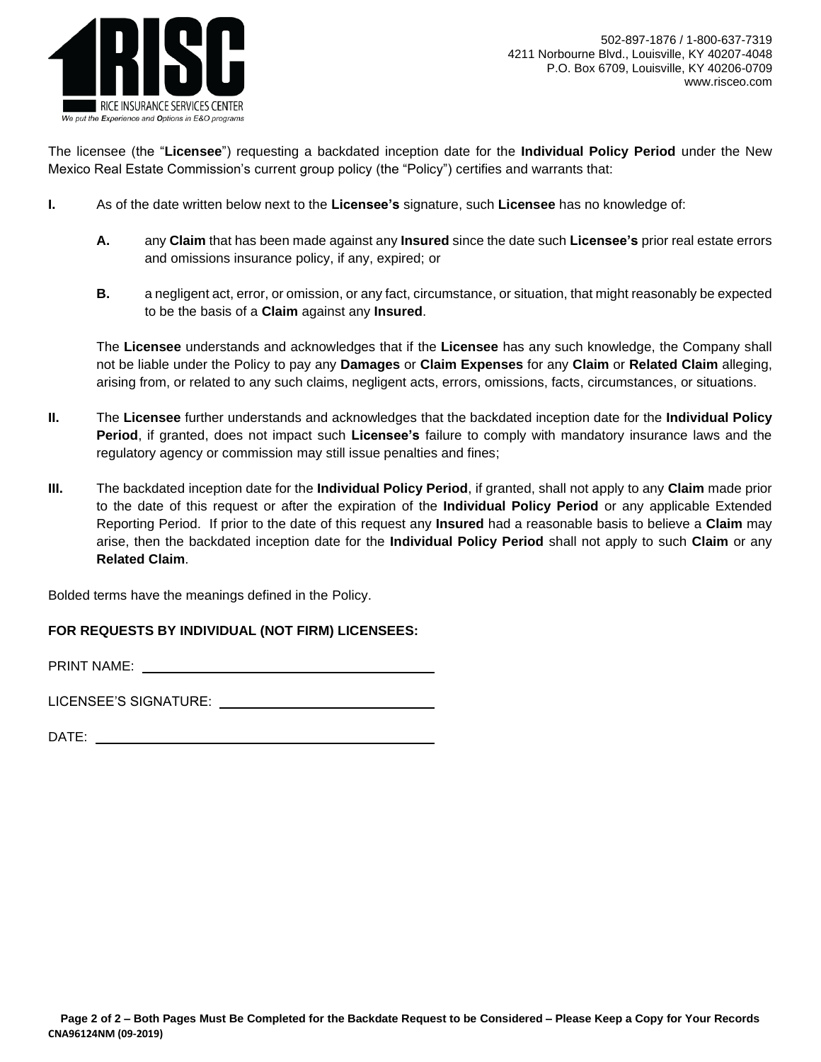RISC
RICE INSURANCE SERVICES CENTER
*We put the Experience and Options in E&O programs*

502-897-1876 / 1-800-637-7319
4211 Norbourne Blvd., Louisville, KY 40207-4048
P.O. Box 6709, Louisville, KY 40206-0709
www.risceo.com

The licensee (the "**Licensee**") requesting a backdated inception date for the **Individual Policy Period** under the New Mexico Real Estate Commission's current group policy (the "Policy") certifies and warrants that:

**I.** As of the date written below next to the **Licensee's** signature, such **Licensee** has no knowledge of:

**A.** any **Claim** that has been made against any **Insured** since the date such **Licensee's** prior real estate errors and omissions insurance policy, if any, expired; or

**B.** a negligent act, error, or omission, or any fact, circumstance, or situation, that might reasonably be expected to be the basis of a **Claim** against any **Insured**.

The **Licensee** understands and acknowledges that if the **Licensee** has any such knowledge, the Company shall not be liable under the Policy to pay any **Damages** or **Claim Expenses** for any **Claim** or **Related Claim** alleging, arising from, or related to any such claims, negligent acts, errors, omissions, facts, circumstances, or situations.

**II.** The **Licensee** further understands and acknowledges that the backdated inception date for the **Individual Policy Period**, if granted, does not impact such **Licensee's** failure to comply with mandatory insurance laws and the regulatory agency or commission may still issue penalties and fines;

**III.** The backdated inception date for the **Individual Policy Period**, if granted, shall not apply to any **Claim** made prior to the date of this request or after the expiration of the **Individual Policy Period** or any applicable Extended Reporting Period. If prior to the date of this request any **Insured** had a reasonable basis to believe a **Claim** may arise, then the backdated inception date for the **Individual Policy Period** shall not apply to such **Claim** or any **Related Claim**.

Bolded terms have the meanings defined in the Policy.

**FOR REQUESTS BY INDIVIDUAL (NOT FIRM) LICENSEES:**

PRINT NAME: ______________________________

LICENSEE'S SIGNATURE: ______________________________

DATE: ______________________________

**Page 2 of 2 – Both Pages Must Be Completed for the Backdate Request to be Considered – Please Keep a Copy for Your Records**
**CNA96124NM (09-2019)**